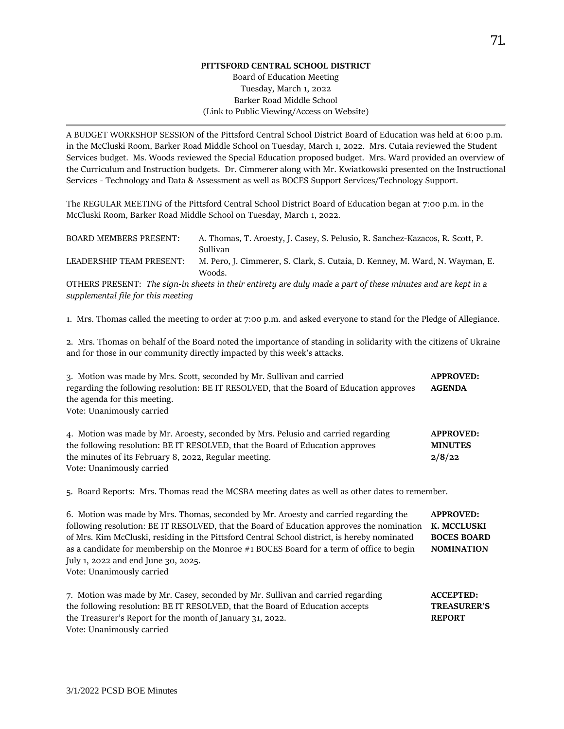**PITTSFORD CENTRAL SCHOOL DISTRICT**

Board of Education Meeting
Tuesday, March 1, 2022
Barker Road Middle School
(Link to Public Viewing/Access on Website)

---

A BUDGET WORKSHOP SESSION of the Pittsford Central School District Board of Education was held at 6:00 p.m. in the McCluski Room, Barker Road Middle School on Tuesday, March 1, 2022. Mrs. Cutaia reviewed the Student Services budget. Ms. Woods reviewed the Special Education proposed budget. Mrs. Ward provided an overview of the Curriculum and Instruction budgets. Dr. Cimmerer along with Mr. Kwiatkowski presented on the Instructional Services - Technology and Data & Assessment as well as BOCES Support Services/Technology Support.

The REGULAR MEETING of the Pittsford Central School District Board of Education began at 7:00 p.m. in the McCluski Room, Barker Road Middle School on Tuesday, March 1, 2022.

BOARD MEMBERS PRESENT: A. Thomas, T. Aroesty, J. Casey, S. Pelusio, R. Sanchez-Kazacos, R. Scott, P. Sullivan

LEADERSHIP TEAM PRESENT: M. Pero, J. Cimmerer, S. Clark, S. Cutaia, D. Kenney, M. Ward, N. Wayman, E. Woods.

OTHERS PRESENT: *The sign-in sheets in their entirety are duly made a part of these minutes and are kept in a supplemental file for this meeting*

1. Mrs. Thomas called the meeting to order at 7:00 p.m. and asked everyone to stand for the Pledge of Allegiance.

2. Mrs. Thomas on behalf of the Board noted the importance of standing in solidarity with the citizens of Ukraine and for those in our community directly impacted by this week's attacks.

**APPROVED: AGENDA**

3. Motion was made by Mrs. Scott, seconded by Mr. Sullivan and carried regarding the following resolution: BE IT RESOLVED, that the Board of Education approves the agenda for this meeting.
Vote: Unanimously carried

**APPROVED: MINUTES 2/8/22**

4. Motion was made by Mr. Aroesty, seconded by Mrs. Pelusio and carried regarding the following resolution: BE IT RESOLVED, that the Board of Education approves the minutes of its February 8, 2022, Regular meeting.
Vote: Unanimously carried

5. Board Reports: Mrs. Thomas read the MCSBA meeting dates as well as other dates to remember.

**APPROVED: K. MCCLUSKI BOCES BOARD NOMINATION**

6. Motion was made by Mrs. Thomas, seconded by Mr. Aroesty and carried regarding the following resolution: BE IT RESOLVED, that the Board of Education approves the nomination of Mrs. Kim McCluski, residing in the Pittsford Central School district, is hereby nominated as a candidate for membership on the Monroe #1 BOCES Board for a term of office to begin July 1, 2022 and end June 30, 2025.
Vote: Unanimously carried

**ACCEPTED: TREASURER'S REPORT**

7. Motion was made by Mr. Casey, seconded by Mr. Sullivan and carried regarding the following resolution: BE IT RESOLVED, that the Board of Education accepts the Treasurer's Report for the month of January 31, 2022.
Vote: Unanimously carried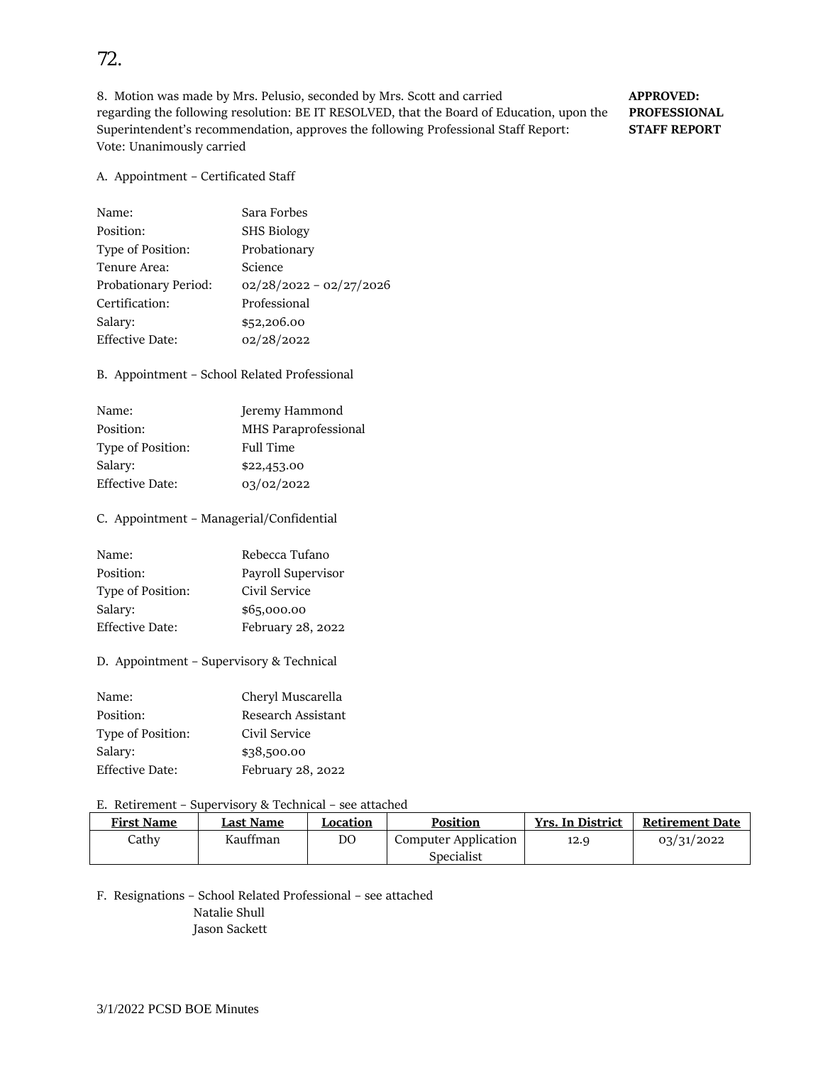8. Motion was made by Mrs. Pelusio, seconded by Mrs. Scott and carried regarding the following resolution: BE IT RESOLVED, that the Board of Education, upon the Superintendent's recommendation, approves the following Professional Staff Report: Vote: Unanimously carried

**APPROVED: PROFESSIONAL STAFF REPORT**

A. Appointment – Certificated Staff

| | |
|---|---|
| Name: | Sara Forbes |
| Position: | SHS Biology |
| Type of Position: | Probationary |
| Tenure Area: | Science |
| Probationary Period: | 02/28/2022 – 02/27/2026 |
| Certification: | Professional |
| Salary: | $52,206.00 |
| Effective Date: | 02/28/2022 |

B. Appointment – School Related Professional

| | |
|---|---|
| Name: | Jeremy Hammond |
| Position: | MHS Paraprofessional |
| Type of Position: | Full Time |
| Salary: | $22,453.00 |
| Effective Date: | 03/02/2022 |

C. Appointment – Managerial/Confidential

| | |
|---|---|
| Name: | Rebecca Tufano |
| Position: | Payroll Supervisor |
| Type of Position: | Civil Service |
| Salary: | $65,000.00 |
| Effective Date: | February 28, 2022 |

D. Appointment – Supervisory & Technical

| | |
|---|---|
| Name: | Cheryl Muscarella |
| Position: | Research Assistant |
| Type of Position: | Civil Service |
| Salary: | $38,500.00 |
| Effective Date: | February 28, 2022 |

E. Retirement – Supervisory & Technical – see attached

| First Name | Last Name | Location | Position | Yrs. In District | Retirement Date |
|---|---|---|---|---|---|
| Cathy | Kauffman | DO | Computer Application Specialist | 12.9 | 03/31/2022 |

F. Resignations – School Related Professional – see attached

Natalie Shull
Jason Sackett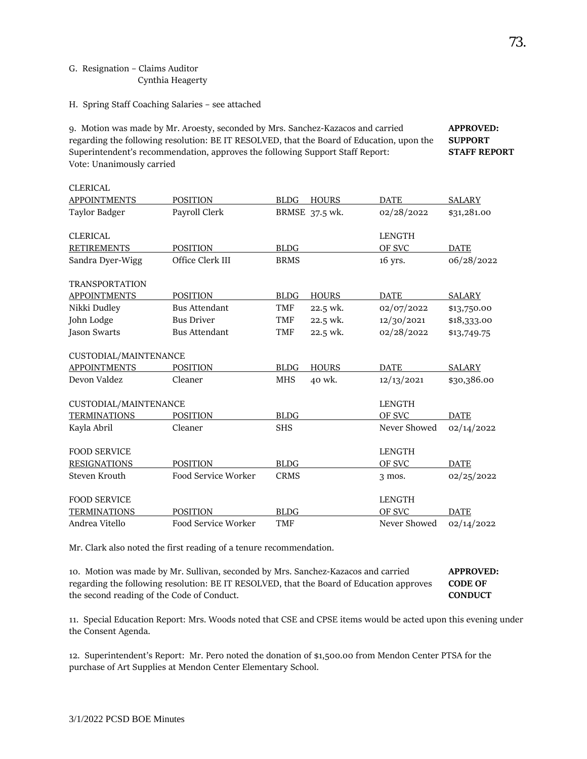G. Resignation – Claims Auditor
Cynthia Heagerty

H. Spring Staff Coaching Salaries – see attached

9. Motion was made by Mr. Aroesty, seconded by Mrs. Sanchez-Kazacos and carried regarding the following resolution: BE IT RESOLVED, that the Board of Education, upon the Superintendent's recommendation, approves the following Support Staff Report:
Vote: Unanimously carried

**APPROVED: SUPPORT STAFF REPORT**

| CLERICAL APPOINTMENTS | POSITION | BLDG | HOURS | DATE | SALARY |
|---|---|---|---|---|---|
| Taylor Badger | Payroll Clerk | BRMSE | 37.5 wk. | 02/28/2022 | $31,281.00 |

| CLERICAL RETIREMENTS | POSITION | BLDG | LENGTH OF SVC | DATE |
|---|---|---|---|---|
| Sandra Dyer-Wigg | Office Clerk III | BRMS | 16 yrs. | 06/28/2022 |

| TRANSPORTATION APPOINTMENTS | POSITION | BLDG | HOURS | DATE | SALARY |
|---|---|---|---|---|---|
| Nikki Dudley | Bus Attendant | TMF | 22.5 wk. | 02/07/2022 | $13,750.00 |
| John Lodge | Bus Driver | TMF | 22.5 wk. | 12/30/2021 | $18,333.00 |
| Jason Swarts | Bus Attendant | TMF | 22.5 wk. | 02/28/2022 | $13,749.75 |

| CUSTODIAL/MAINTENANCE APPOINTMENTS | POSITION | BLDG | HOURS | DATE | SALARY |
|---|---|---|---|---|---|
| Devon Valdez | Cleaner | MHS | 40 wk. | 12/13/2021 | $30,386.00 |

| CUSTODIAL/MAINTENANCE TERMINATIONS | POSITION | BLDG | LENGTH OF SVC | DATE |
|---|---|---|---|---|
| Kayla Abril | Cleaner | SHS | Never Showed | 02/14/2022 |

| FOOD SERVICE RESIGNATIONS | POSITION | BLDG | LENGTH OF SVC | DATE |
|---|---|---|---|---|
| Steven Krouth | Food Service Worker | CRMS | 3 mos. | 02/25/2022 |

| FOOD SERVICE TERMINATIONS | POSITION | BLDG | LENGTH OF SVC | DATE |
|---|---|---|---|---|
| Andrea Vitello | Food Service Worker | TMF | Never Showed | 02/14/2022 |

Mr. Clark also noted the first reading of a tenure recommendation.

10. Motion was made by Mr. Sullivan, seconded by Mrs. Sanchez-Kazacos and carried regarding the following resolution: BE IT RESOLVED, that the Board of Education approves the second reading of the Code of Conduct.

**APPROVED: CODE OF CONDUCT**

11. Special Education Report: Mrs. Woods noted that CSE and CPSE items would be acted upon this evening under the Consent Agenda.

12. Superintendent's Report: Mr. Pero noted the donation of $1,500.00 from Mendon Center PTSA for the purchase of Art Supplies at Mendon Center Elementary School.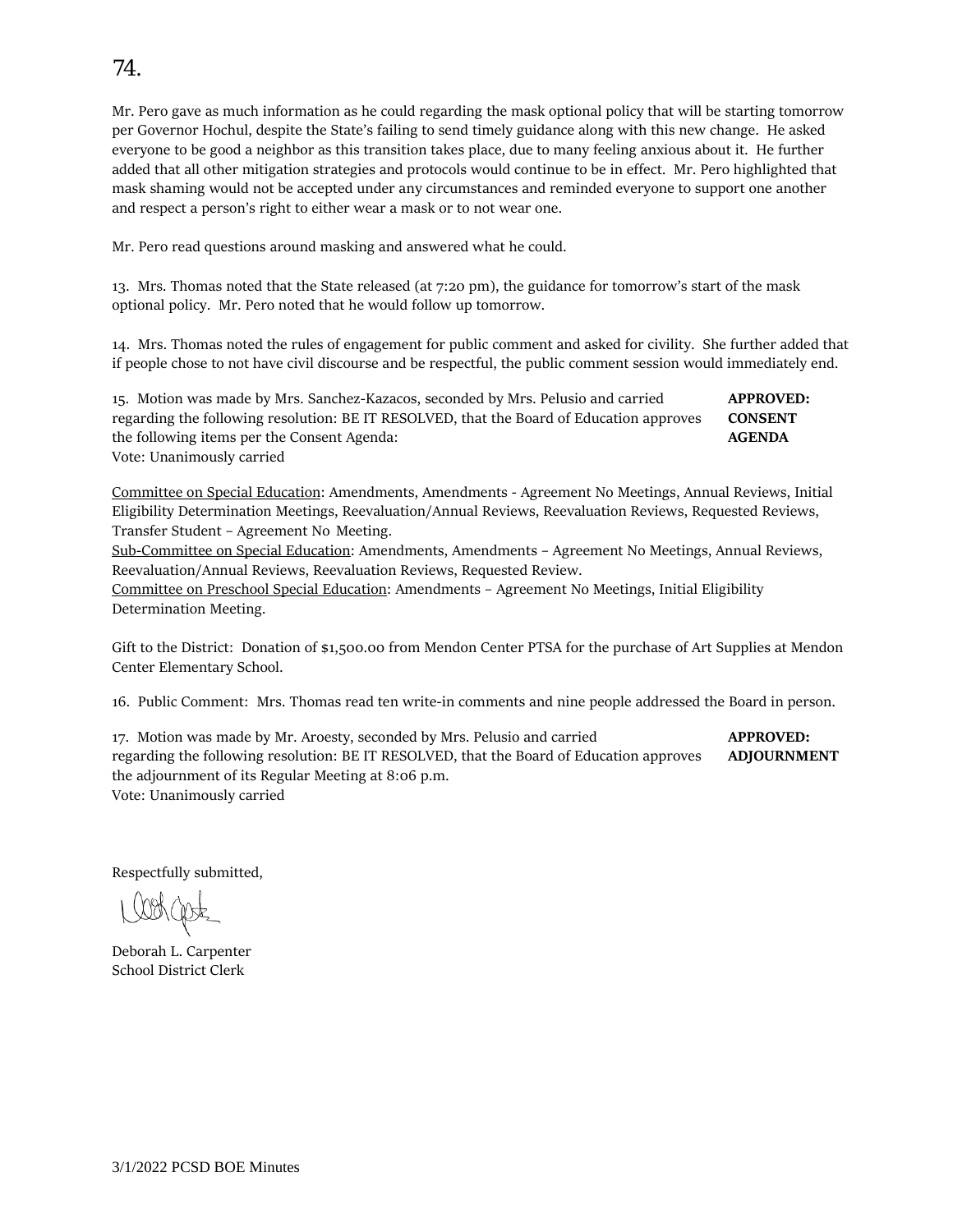Mr. Pero gave as much information as he could regarding the mask optional policy that will be starting tomorrow per Governor Hochul, despite the State's failing to send timely guidance along with this new change. He asked everyone to be good a neighbor as this transition takes place, due to many feeling anxious about it. He further added that all other mitigation strategies and protocols would continue to be in effect. Mr. Pero highlighted that mask shaming would not be accepted under any circumstances and reminded everyone to support one another and respect a person's right to either wear a mask or to not wear one.

Mr. Pero read questions around masking and answered what he could.

13. Mrs. Thomas noted that the State released (at 7:20 pm), the guidance for tomorrow's start of the mask optional policy. Mr. Pero noted that he would follow up tomorrow.

14. Mrs. Thomas noted the rules of engagement for public comment and asked for civility. She further added that if people chose to not have civil discourse and be respectful, the public comment session would immediately end.

15. Motion was made by Mrs. Sanchez-Kazacos, seconded by Mrs. Pelusio and carried regarding the following resolution: BE IT RESOLVED, that the Board of Education approves the following items per the Consent Agenda:
Vote: Unanimously carried

**APPROVED: CONSENT AGENDA**

Committee on Special Education: Amendments, Amendments - Agreement No Meetings, Annual Reviews, Initial Eligibility Determination Meetings, Reevaluation/Annual Reviews, Reevaluation Reviews, Requested Reviews, Transfer Student – Agreement No Meeting.
Sub-Committee on Special Education: Amendments, Amendments – Agreement No Meetings, Annual Reviews, Reevaluation/Annual Reviews, Reevaluation Reviews, Requested Review.
Committee on Preschool Special Education: Amendments – Agreement No Meetings, Initial Eligibility Determination Meeting.

Gift to the District: Donation of $1,500.00 from Mendon Center PTSA for the purchase of Art Supplies at Mendon Center Elementary School.

16. Public Comment: Mrs. Thomas read ten write-in comments and nine people addressed the Board in person.

17. Motion was made by Mr. Aroesty, seconded by Mrs. Pelusio and carried regarding the following resolution: BE IT RESOLVED, that the Board of Education approves the adjournment of its Regular Meeting at 8:06 p.m.
Vote: Unanimously carried

**APPROVED: ADJOURNMENT**

Respectfully submitted,

Deborah L. Carpenter
School District Clerk